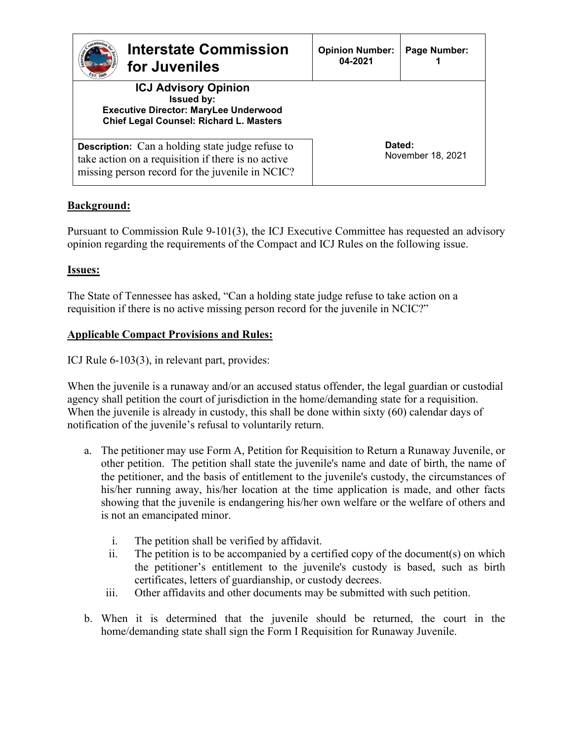| Interstate Commission for Juveniles | Opinion Number: 04-2021 | Page Number: 1 |
|---|---|---|
| **ICJ Advisory Opinion**<br>**Issued by:**<br>**Executive Director: MaryLee Underwood**<br>**Chief Legal Counsel: Richard L. Masters** | | |
| **Description:** Can a holding state judge refuse to take action on a requisition if there is no active missing person record for the juvenile in NCIC? | **Dated:** November 18, 2021 | |

## Background:

Pursuant to Commission Rule 9-101(3), the ICJ Executive Committee has requested an advisory opinion regarding the requirements of the Compact and ICJ Rules on the following issue.

## Issues:

The State of Tennessee has asked, "Can a holding state judge refuse to take action on a requisition if there is no active missing person record for the juvenile in NCIC?"

## Applicable Compact Provisions and Rules:

ICJ Rule 6-103(3), in relevant part, provides:

When the juvenile is a runaway and/or an accused status offender, the legal guardian or custodial agency shall petition the court of jurisdiction in the home/demanding state for a requisition. When the juvenile is already in custody, this shall be done within sixty (60) calendar days of notification of the juvenile's refusal to voluntarily return.

a. The petitioner may use Form A, Petition for Requisition to Return a Runaway Juvenile, or other petition. The petition shall state the juvenile's name and date of birth, the name of the petitioner, and the basis of entitlement to the juvenile's custody, the circumstances of his/her running away, his/her location at the time application is made, and other facts showing that the juvenile is endangering his/her own welfare or the welfare of others and is not an emancipated minor.

   i. The petition shall be verified by affidavit.
   ii. The petition is to be accompanied by a certified copy of the document(s) on which the petitioner's entitlement to the juvenile's custody is based, such as birth certificates, letters of guardianship, or custody decrees.
   iii. Other affidavits and other documents may be submitted with such petition.

b. When it is determined that the juvenile should be returned, the court in the home/demanding state shall sign the Form I Requisition for Runaway Juvenile.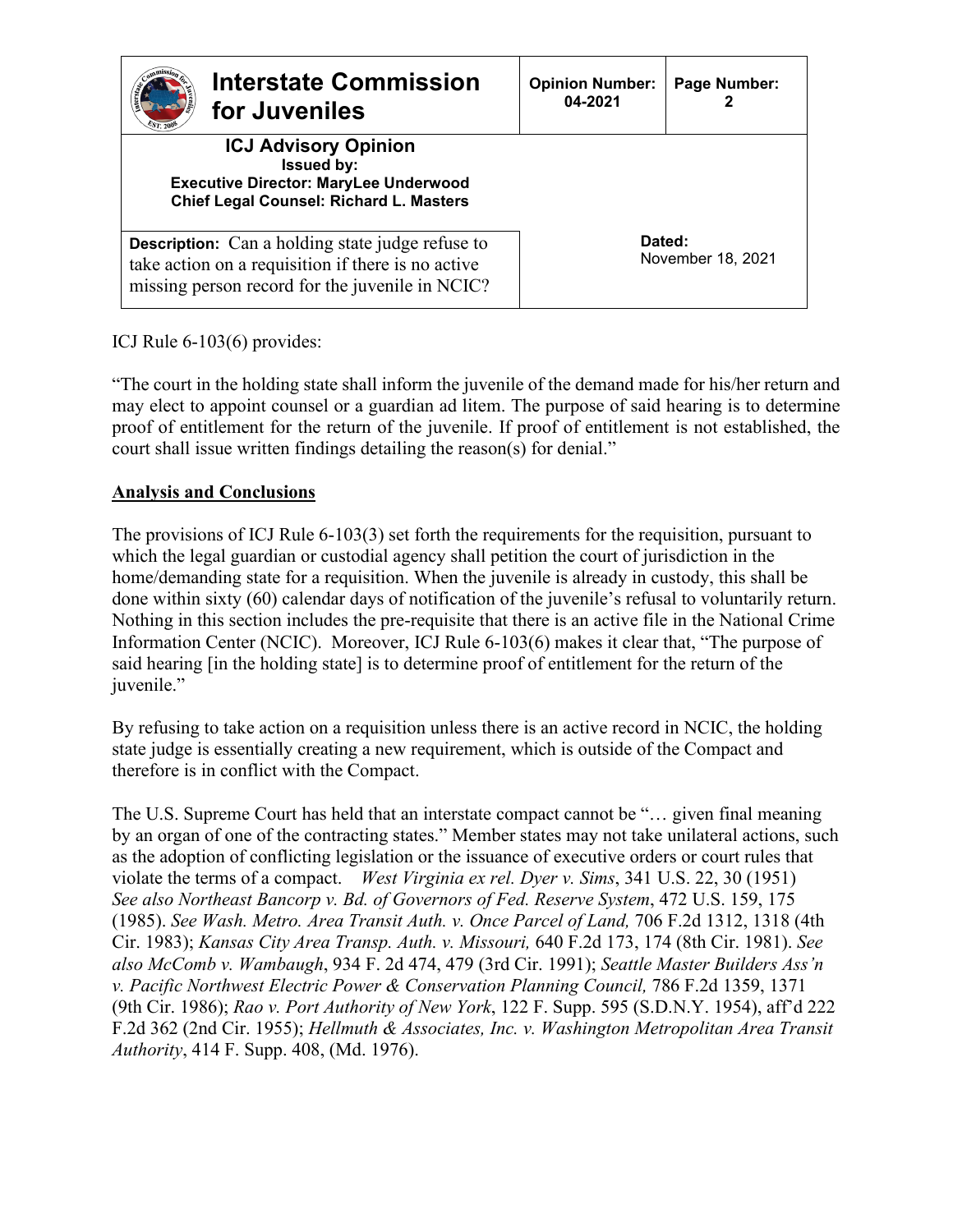| **Interstate Commission for Juveniles** | **Opinion Number: 04-2021** | **Page Number: 2** |
|---|---|---|
| **ICJ Advisory Opinion**<br>**Issued by:**<br>**Executive Director: MaryLee Underwood**<br>**Chief Legal Counsel: Richard L. Masters** | | |
| **Description:** Can a holding state judge refuse to take action on a requisition if there is no active missing person record for the juvenile in NCIC? | **Dated:**<br>November 18, 2021 | |

ICJ Rule 6-103(6) provides:

"The court in the holding state shall inform the juvenile of the demand made for his/her return and may elect to appoint counsel or a guardian ad litem. The purpose of said hearing is to determine proof of entitlement for the return of the juvenile. If proof of entitlement is not established, the court shall issue written findings detailing the reason(s) for denial."

**Analysis and Conclusions**

The provisions of ICJ Rule 6-103(3) set forth the requirements for the requisition, pursuant to which the legal guardian or custodial agency shall petition the court of jurisdiction in the home/demanding state for a requisition. When the juvenile is already in custody, this shall be done within sixty (60) calendar days of notification of the juvenile's refusal to voluntarily return. Nothing in this section includes the pre-requisite that there is an active file in the National Crime Information Center (NCIC). Moreover, ICJ Rule 6-103(6) makes it clear that, "The purpose of said hearing [in the holding state] is to determine proof of entitlement for the return of the juvenile."

By refusing to take action on a requisition unless there is an active record in NCIC, the holding state judge is essentially creating a new requirement, which is outside of the Compact and therefore is in conflict with the Compact.

The U.S. Supreme Court has held that an interstate compact cannot be "… given final meaning by an organ of one of the contracting states." Member states may not take unilateral actions, such as the adoption of conflicting legislation or the issuance of executive orders or court rules that violate the terms of a compact. *West Virginia ex rel. Dyer v. Sims*, 341 U.S. 22, 30 (1951) *See also Northeast Bancorp v. Bd. of Governors of Fed. Reserve System*, 472 U.S. 159, 175 (1985). *See Wash. Metro. Area Transit Auth. v. Once Parcel of Land,* 706 F.2d 1312, 1318 (4th Cir. 1983); *Kansas City Area Transp. Auth. v. Missouri,* 640 F.2d 173, 174 (8th Cir. 1981). *See also McComb v. Wambaugh*, 934 F. 2d 474, 479 (3rd Cir. 1991); *Seattle Master Builders Ass'n v. Pacific Northwest Electric Power & Conservation Planning Council,* 786 F.2d 1359, 1371 (9th Cir. 1986); *Rao v. Port Authority of New York*, 122 F. Supp. 595 (S.D.N.Y. 1954), aff'd 222 F.2d 362 (2nd Cir. 1955); *Hellmuth & Associates, Inc. v. Washington Metropolitan Area Transit Authority*, 414 F. Supp. 408, (Md. 1976).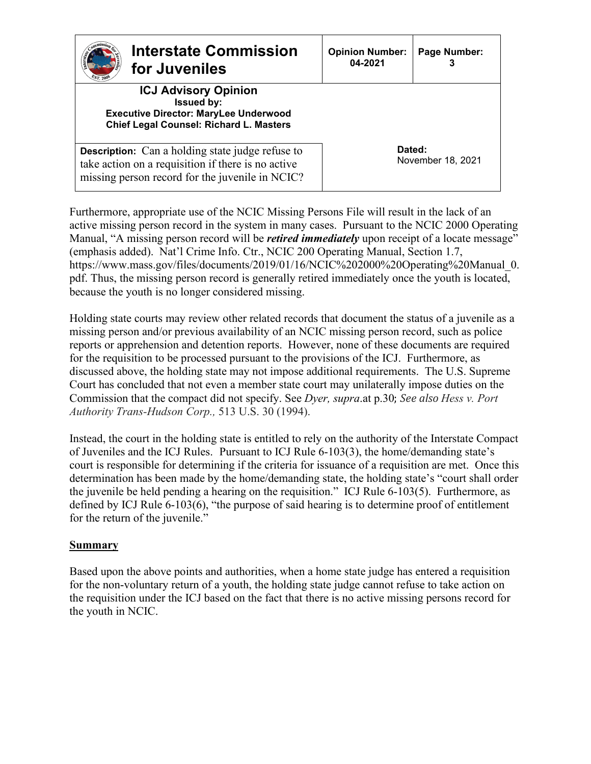Furthermore, appropriate use of the NCIC Missing Persons File will result in the lack of an active missing person record in the system in many cases. Pursuant to the NCIC 2000 Operating Manual, "A missing person record will be ***retired immediately*** upon receipt of a locate message" (emphasis added). Nat'l Crime Info. Ctr., NCIC 200 Operating Manual, Section 1.7, https://www.mass.gov/files/documents/2019/01/16/NCIC%202000%20Operating%20Manual_0.pdf. Thus, the missing person record is generally retired immediately once the youth is located, because the youth is no longer considered missing.

Holding state courts may review other related records that document the status of a juvenile as a missing person and/or previous availability of an NCIC missing person record, such as police reports or apprehension and detention reports. However, none of these documents are required for the requisition to be processed pursuant to the provisions of the ICJ. Furthermore, as discussed above, the holding state may not impose additional requirements. The U.S. Supreme Court has concluded that not even a member state court may unilaterally impose duties on the Commission that the compact did not specify. See *Dyer, supra*.at p.30; *See also Hess v. Port Authority Trans-Hudson Corp.,* 513 U.S. 30 (1994).

Instead, the court in the holding state is entitled to rely on the authority of the Interstate Compact of Juveniles and the ICJ Rules. Pursuant to ICJ Rule 6-103(3), the home/demanding state's court is responsible for determining if the criteria for issuance of a requisition are met. Once this determination has been made by the home/demanding state, the holding state's "court shall order the juvenile be held pending a hearing on the requisition." ICJ Rule 6-103(5). Furthermore, as defined by ICJ Rule 6-103(6), "the purpose of said hearing is to determine proof of entitlement for the return of the juvenile."

## Summary

Based upon the above points and authorities, when a home state judge has entered a requisition for the non-voluntary return of a youth, the holding state judge cannot refuse to take action on the requisition under the ICJ based on the fact that there is no active missing persons record for the youth in NCIC.